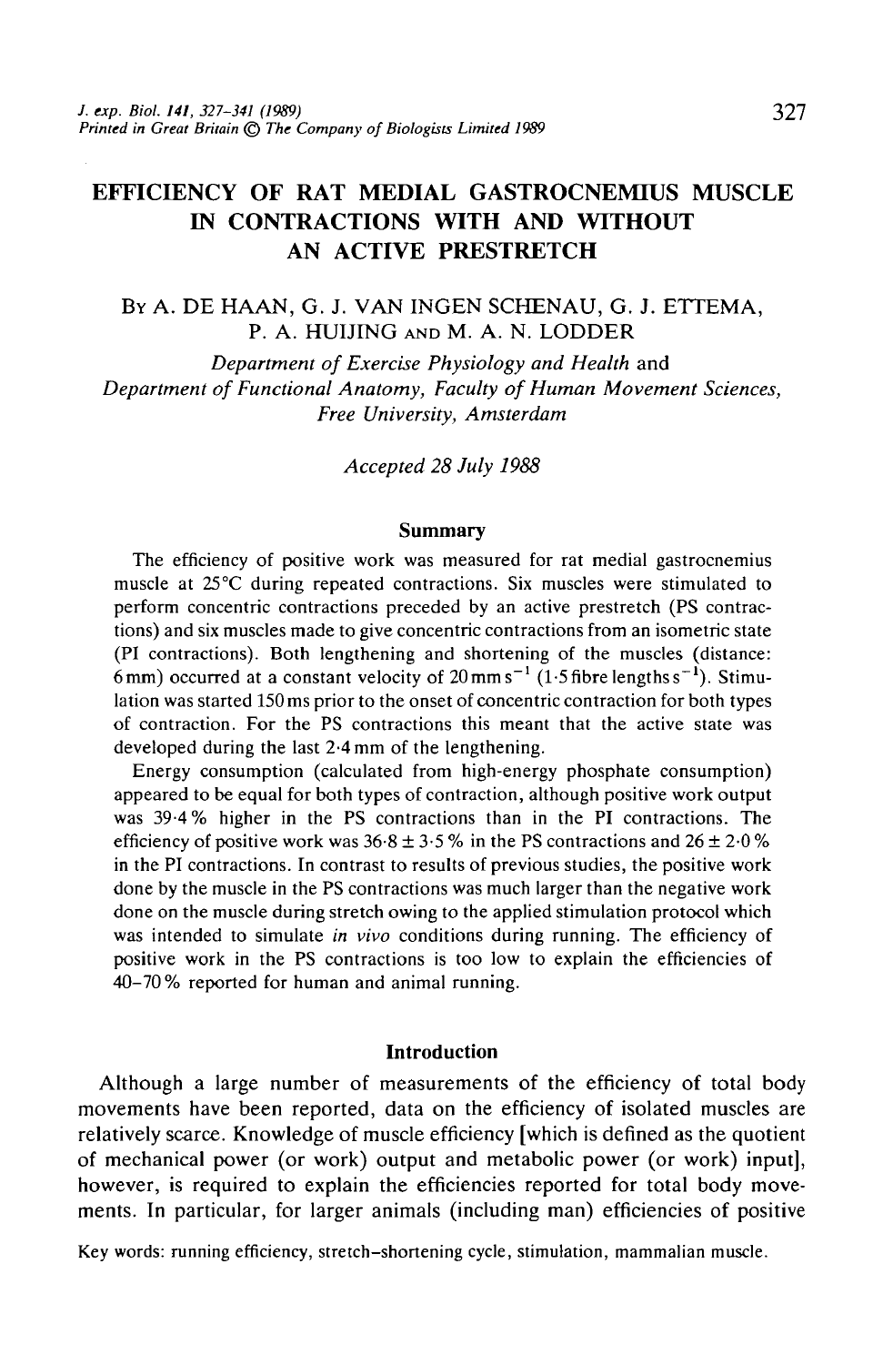# EFFICIENCY OF RAT MEDIAL GASTROCNEMIUS MUSCLE IN CONTRACTIONS WITH AND WITHOUT AN ACTIVE PRESTRETCH

By A. DE HAAN, G. J. VAN INGEN SCHENAU, G. J. ETTEMA, P. A. HUIJING AND M. A. N. LODDER

*Department of Exercise Physiology and Health* and *Department of Functional Anatomy, Faculty of Human Movement Sciences, Free University, Amsterdam*

*Accepted 28 July 1988*

## Summary

The efficiency of positive work was measured for rat medial gastrocnemius muscle at 25°C during repeated contractions. Six muscles were stimulated to perform concentric contractions preceded by an active prestretch (PS contractions) and six muscles made to give concentric contractions from an isometric state (PI contractions). Both lengthening and shortening of the muscles (distance: 6 mm) occurred at a constant velocity of $20\,\mathrm{mm\,s^{-1}}$ ($1{\cdot}5$ fibre lengths $\mathrm{s^{-1}}$). Stimulation was started 150 ms prior to the onset of concentric contraction for both types of contraction. For the PS contractions this meant that the active state was developed during the last 2·4 mm of the lengthening.

Energy consumption (calculated from high-energy phosphate consumption) appeared to be equal for both types of contraction, although positive work output was 39·4 % higher in the PS contractions than in the PI contractions. The efficiency of positive work was $36{\cdot}8 \pm 3{\cdot}5$ % in the PS contractions and $26 \pm 2{\cdot}0$ % in the PI contractions. In contrast to results of previous studies, the positive work done by the muscle in the PS contractions was much larger than the negative work done on the muscle during stretch owing to the applied stimulation protocol which was intended to simulate *in vivo* conditions during running. The efficiency of positive work in the PS contractions is too low to explain the efficiencies of 40–70 % reported for human and animal running.

## Introduction

Although a large number of measurements of the efficiency of total body movements have been reported, data on the efficiency of isolated muscles are relatively scarce. Knowledge of muscle efficiency [which is defined as the quotient of mechanical power (or work) output and metabolic power (or work) input], however, is required to explain the efficiencies reported for total body movements. In particular, for larger animals (including man) efficiencies of positive

Key words: running efficiency, stretch–shortening cycle, stimulation, mammalian muscle.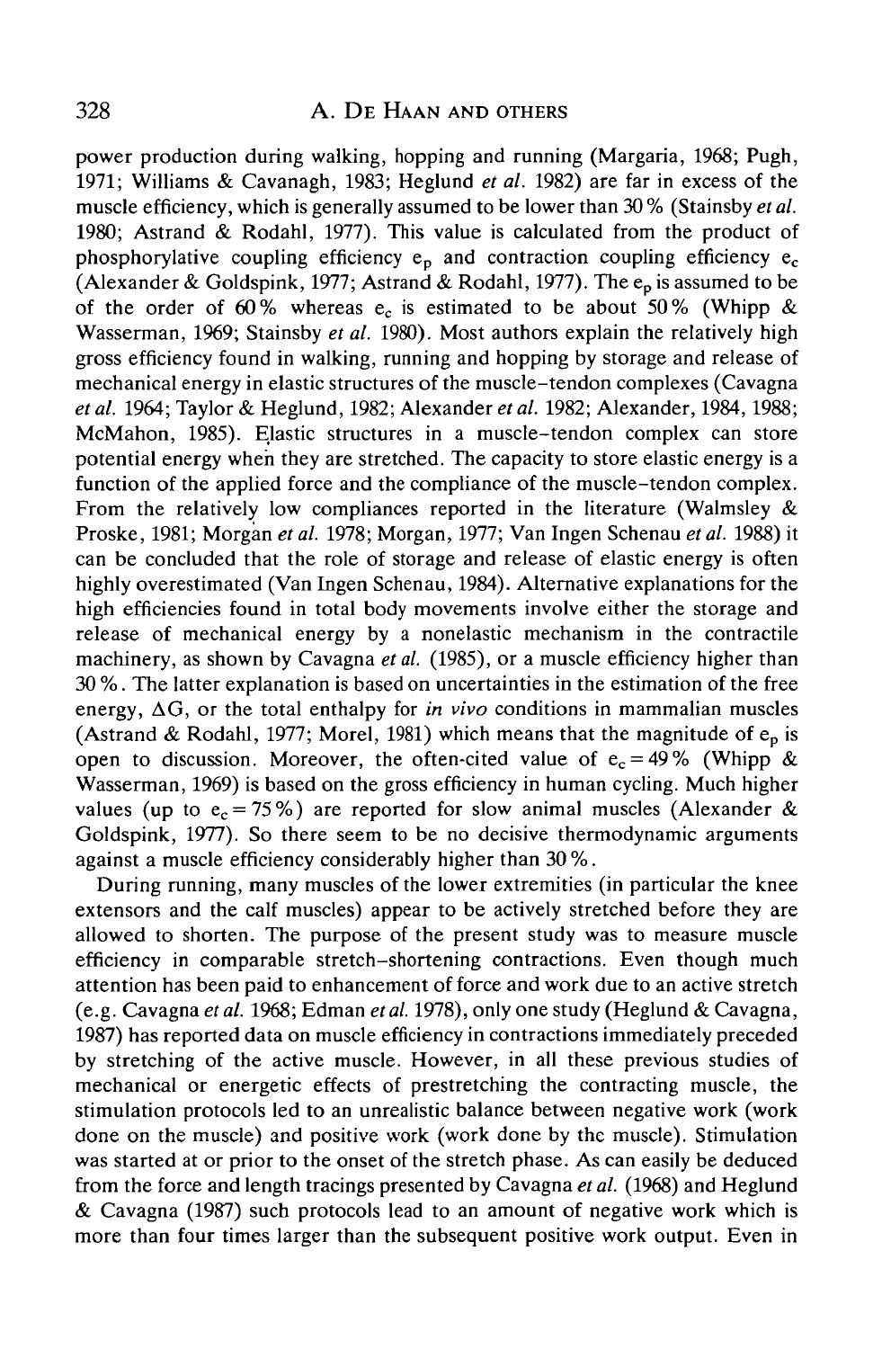power production during walking, hopping and running (Margaria, 1968; Pugh, 1971; Williams & Cavanagh, 1983; Heglund *et al.* 1982) are far in excess of the muscle efficiency, which is generally assumed to be lower than 30 % (Stainsby *et al.* 1980; Astrand & Rodahl, 1977). This value is calculated from the product of phosphorylative coupling efficiency $e_p$ and contraction coupling efficiency $e_c$ (Alexander & Goldspink, 1977; Astrand & Rodahl, 1977). The $e_p$ is assumed to be of the order of 60 % whereas $e_c$ is estimated to be about 50 % (Whipp & Wasserman, 1969; Stainsby *et al.* 1980). Most authors explain the relatively high gross efficiency found in walking, running and hopping by storage and release of mechanical energy in elastic structures of the muscle–tendon complexes (Cavagna *et al.* 1964; Taylor & Heglund, 1982; Alexander *et al.* 1982; Alexander, 1984, 1988; McMahon, 1985). Elastic structures in a muscle–tendon complex can store potential energy when they are stretched. The capacity to store elastic energy is a function of the applied force and the compliance of the muscle–tendon complex. From the relatively low compliances reported in the literature (Walmsley & Proske, 1981; Morgan *et al.* 1978; Morgan, 1977; Van Ingen Schenau *et al.* 1988) it can be concluded that the role of storage and release of elastic energy is often highly overestimated (Van Ingen Schenau, 1984). Alternative explanations for the high efficiencies found in total body movements involve either the storage and release of mechanical energy by a nonelastic mechanism in the contractile machinery, as shown by Cavagna *et al.* (1985), or a muscle efficiency higher than 30 %. The latter explanation is based on uncertainties in the estimation of the free energy, $\Delta G$, or the total enthalpy for *in vivo* conditions in mammalian muscles (Astrand & Rodahl, 1977; Morel, 1981) which means that the magnitude of $e_p$ is open to discussion. Moreover, the often-cited value of $e_c = 49\%$ (Whipp & Wasserman, 1969) is based on the gross efficiency in human cycling. Much higher values (up to $e_c = 75\%$) are reported for slow animal muscles (Alexander & Goldspink, 1977). So there seem to be no decisive thermodynamic arguments against a muscle efficiency considerably higher than 30 %.

During running, many muscles of the lower extremities (in particular the knee extensors and the calf muscles) appear to be actively stretched before they are allowed to shorten. The purpose of the present study was to measure muscle efficiency in comparable stretch–shortening contractions. Even though much attention has been paid to enhancement of force and work due to an active stretch (e.g. Cavagna *et al.* 1968; Edman *et al.* 1978), only one study (Heglund & Cavagna, 1987) has reported data on muscle efficiency in contractions immediately preceded by stretching of the active muscle. However, in all these previous studies of mechanical or energetic effects of prestretching the contracting muscle, the stimulation protocols led to an unrealistic balance between negative work (work done on the muscle) and positive work (work done by the muscle). Stimulation was started at or prior to the onset of the stretch phase. As can easily be deduced from the force and length tracings presented by Cavagna *et al.* (1968) and Heglund & Cavagna (1987) such protocols lead to an amount of negative work which is more than four times larger than the subsequent positive work output. Even in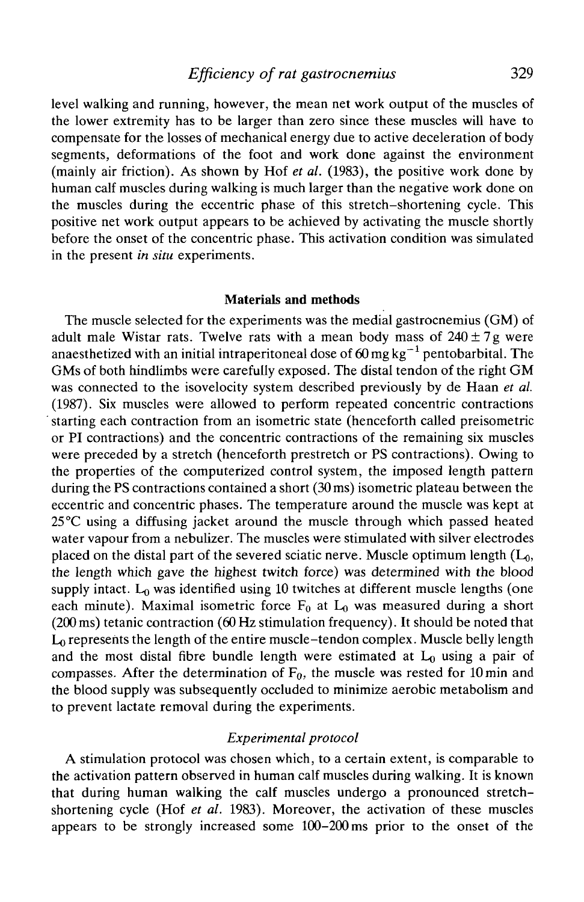level walking and running, however, the mean net work output of the muscles of the lower extremity has to be larger than zero since these muscles will have to compensate for the losses of mechanical energy due to active deceleration of body segments, deformations of the foot and work done against the environment (mainly air friction). As shown by Hof *et al.* (1983), the positive work done by human calf muscles during walking is much larger than the negative work done on the muscles during the eccentric phase of this stretch–shortening cycle. This positive net work output appears to be achieved by activating the muscle shortly before the onset of the concentric phase. This activation condition was simulated in the present *in situ* experiments.

## Materials and methods

The muscle selected for the experiments was the medial gastrocnemius (GM) of adult male Wistar rats. Twelve rats with a mean body mass of $240 \pm 7$ g were anaesthetized with an initial intraperitoneal dose of $60\,mg\,kg^{-1}$ pentobarbital. The GMs of both hindlimbs were carefully exposed. The distal tendon of the right GM was connected to the isovelocity system described previously by de Haan *et al.* (1987). Six muscles were allowed to perform repeated concentric contractions starting each contraction from an isometric state (henceforth called preisometric or PI contractions) and the concentric contractions of the remaining six muscles were preceded by a stretch (henceforth prestretch or PS contractions). Owing to the properties of the computerized control system, the imposed length pattern during the PS contractions contained a short (30 ms) isometric plateau between the eccentric and concentric phases. The temperature around the muscle was kept at 25°C using a diffusing jacket around the muscle through which passed heated water vapour from a nebulizer. The muscles were stimulated with silver electrodes placed on the distal part of the severed sciatic nerve. Muscle optimum length ($L_0$, the length which gave the highest twitch force) was determined with the blood supply intact. $L_0$ was identified using 10 twitches at different muscle lengths (one each minute). Maximal isometric force $F_0$ at $L_0$ was measured during a short (200 ms) tetanic contraction (60 Hz stimulation frequency). It should be noted that $L_0$ represents the length of the entire muscle–tendon complex. Muscle belly length and the most distal fibre bundle length were estimated at $L_0$ using a pair of compasses. After the determination of $F_0$, the muscle was rested for 10 min and the blood supply was subsequently occluded to minimize aerobic metabolism and to prevent lactate removal during the experiments.

### *Experimental protocol*

A stimulation protocol was chosen which, to a certain extent, is comparable to the activation pattern observed in human calf muscles during walking. It is known that during human walking the calf muscles undergo a pronounced stretch–shortening cycle (Hof *et al.* 1983). Moreover, the activation of these muscles appears to be strongly increased some 100–200 ms prior to the onset of the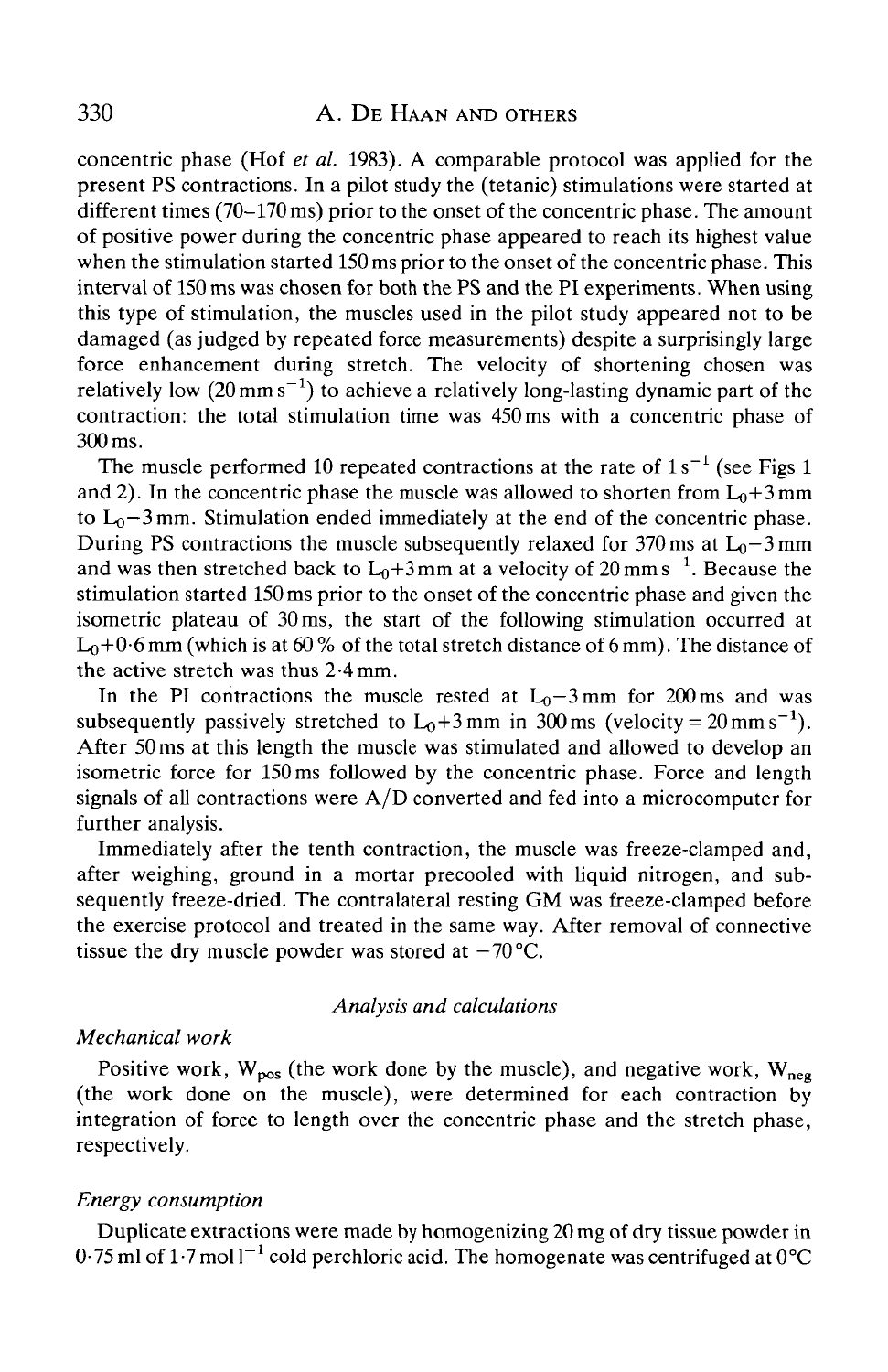concentric phase (Hof *et al.* 1983). A comparable protocol was applied for the present PS contractions. In a pilot study the (tetanic) stimulations were started at different times (70–170 ms) prior to the onset of the concentric phase. The amount of positive power during the concentric phase appeared to reach its highest value when the stimulation started 150 ms prior to the onset of the concentric phase. This interval of 150 ms was chosen for both the PS and the PI experiments. When using this type of stimulation, the muscles used in the pilot study appeared not to be damaged (as judged by repeated force measurements) despite a surprisingly large force enhancement during stretch. The velocity of shortening chosen was relatively low ($20\,mm\,s^{-1}$) to achieve a relatively long-lasting dynamic part of the contraction: the total stimulation time was 450 ms with a concentric phase of 300 ms.

The muscle performed 10 repeated contractions at the rate of $1\,s^{-1}$ (see Figs 1 and 2). In the concentric phase the muscle was allowed to shorten from $L_0$+3 mm to $L_0$−3 mm. Stimulation ended immediately at the end of the concentric phase. During PS contractions the muscle subsequently relaxed for 370 ms at $L_0$−3 mm and was then stretched back to $L_0$+3 mm at a velocity of $20\,mm\,s^{-1}$. Because the stimulation started 150 ms prior to the onset of the concentric phase and given the isometric plateau of 30 ms, the start of the following stimulation occurred at $L_0$+0·6 mm (which is at 60 % of the total stretch distance of 6 mm). The distance of the active stretch was thus 2·4 mm.

In the PI contractions the muscle rested at $L_0$−3 mm for 200 ms and was subsequently passively stretched to $L_0$+3 mm in 300 ms (velocity = $20\,mm\,s^{-1}$). After 50 ms at this length the muscle was stimulated and allowed to develop an isometric force for 150 ms followed by the concentric phase. Force and length signals of all contractions were A/D converted and fed into a microcomputer for further analysis.

Immediately after the tenth contraction, the muscle was freeze-clamped and, after weighing, ground in a mortar precooled with liquid nitrogen, and subsequently freeze-dried. The contralateral resting GM was freeze-clamped before the exercise protocol and treated in the same way. After removal of connective tissue the dry muscle powder was stored at −70 °C.

## *Analysis and calculations*

### *Mechanical work*

Positive work, $W_{pos}$ (the work done by the muscle), and negative work, $W_{neg}$ (the work done on the muscle), were determined for each contraction by integration of force to length over the concentric phase and the stretch phase, respectively.

### *Energy consumption*

Duplicate extractions were made by homogenizing 20 mg of dry tissue powder in 0·75 ml of $1{\cdot}7\,mol\,l^{-1}$ cold perchloric acid. The homogenate was centrifuged at 0°C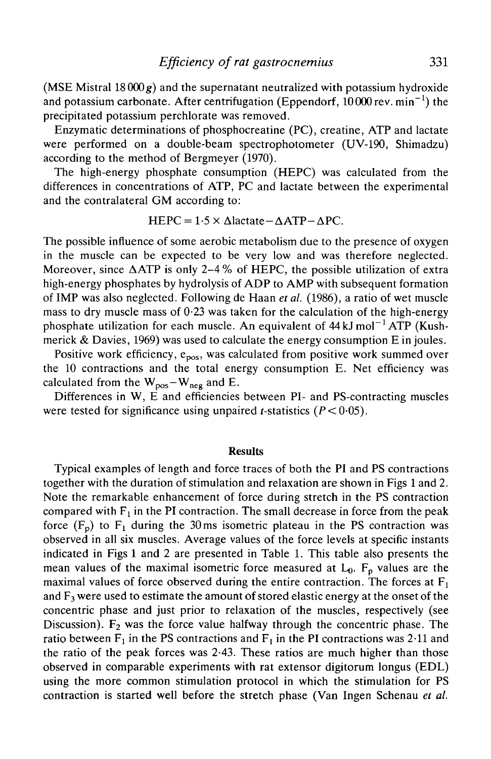(MSE Mistral 18 000 *g*) and the supernatant neutralized with potassium hydroxide and potassium carbonate. After centrifugation (Eppendorf, 10 000 rev. $\text{min}^{-1}$) the precipitated potassium perchlorate was removed.

Enzymatic determinations of phosphocreatine (PC), creatine, ATP and lactate were performed on a double-beam spectrophotometer (UV-190, Shimadzu) according to the method of Bergmeyer (1970).

The high-energy phosphate consumption (HEPC) was calculated from the differences in concentrations of ATP, PC and lactate between the experimental and the contralateral GM according to:

$$\text{HEPC} = 1{\cdot}5 \times \Delta\text{lactate} - \Delta\text{ATP} - \Delta\text{PC}.$$

The possible influence of some aerobic metabolism due to the presence of oxygen in the muscle can be expected to be very low and was therefore neglected. Moreover, since $\Delta$ATP is only 2–4 % of HEPC, the possible utilization of extra high-energy phosphates by hydrolysis of ADP to AMP with subsequent formation of IMP was also neglected. Following de Haan *et al.* (1986), a ratio of wet muscle mass to dry muscle mass of 0·23 was taken for the calculation of the high-energy phosphate utilization for each muscle. An equivalent of 44 kJ $\text{mol}^{-1}$ ATP (Kushmerick & Davies, 1969) was used to calculate the energy consumption E in joules.

Positive work efficiency, $e_{pos}$, was calculated from positive work summed over the 10 contractions and the total energy consumption E. Net efficiency was calculated from the $W_{pos} - W_{neg}$ and E.

Differences in W, E and efficiencies between PI- and PS-contracting muscles were tested for significance using unpaired *t*-statistics ($P < 0{\cdot}05$).

## Results

Typical examples of length and force traces of both the PI and PS contractions together with the duration of stimulation and relaxation are shown in Figs 1 and 2. Note the remarkable enhancement of force during stretch in the PS contraction compared with $F_1$ in the PI contraction. The small decrease in force from the peak force ($F_p$) to $F_1$ during the 30 ms isometric plateau in the PS contraction was observed in all six muscles. Average values of the force levels at specific instants indicated in Figs 1 and 2 are presented in Table 1. This table also presents the mean values of the maximal isometric force measured at $L_0$. $F_p$ values are the maximal values of force observed during the entire contraction. The forces at $F_1$ and $F_3$ were used to estimate the amount of stored elastic energy at the onset of the concentric phase and just prior to relaxation of the muscles, respectively (see Discussion). $F_2$ was the force value halfway through the concentric phase. The ratio between $F_1$ in the PS contractions and $F_1$ in the PI contractions was 2·11 and the ratio of the peak forces was 2·43. These ratios are much higher than those observed in comparable experiments with rat extensor digitorum longus (EDL) using the more common stimulation protocol in which the stimulation for PS contraction is started well before the stretch phase (Van Ingen Schenau *et al.*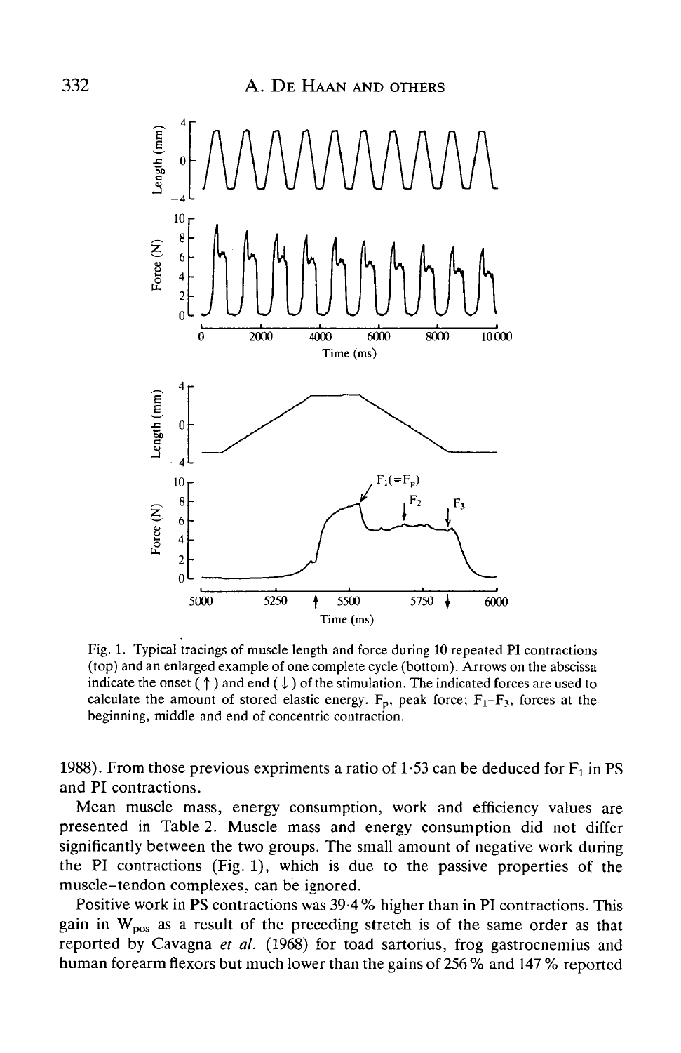Fig. 1. Typical tracings of muscle length and force during 10 repeated PI contractions (top) and an enlarged example of one complete cycle (bottom). Arrows on the abscissa indicate the onset (↑) and end (↓) of the stimulation. The indicated forces are used to calculate the amount of stored elastic energy. $F_p$, peak force; $F_1$–$F_3$, forces at the beginning, middle and end of concentric contraction.

1988). From those previous expriments a ratio of 1·53 can be deduced for $F_1$ in PS and PI contractions.

Mean muscle mass, energy consumption, work and efficiency values are presented in Table 2. Muscle mass and energy consumption did not differ significantly between the two groups. The small amount of negative work during the PI contractions (Fig. 1), which is due to the passive properties of the muscle–tendon complexes, can be ignored.

Positive work in PS contractions was 39·4 % higher than in PI contractions. This gain in $W_{pos}$ as a result of the preceding stretch is of the same order as that reported by Cavagna *et al.* (1968) for toad sartorius, frog gastrocnemius and human forearm flexors but much lower than the gains of 256 % and 147 % reported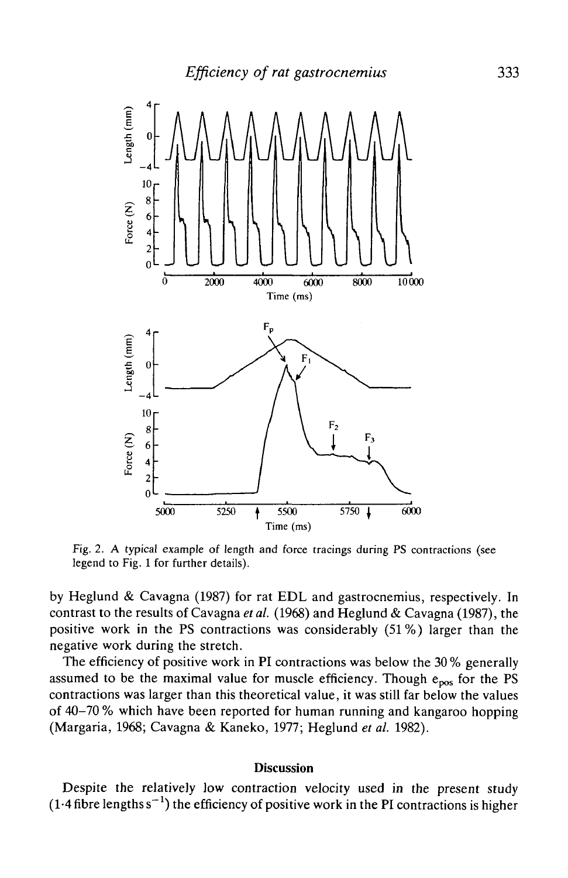Fig. 2. A typical example of length and force tracings during PS contractions (see legend to Fig. 1 for further details).

by Heglund & Cavagna (1987) for rat EDL and gastrocnemius, respectively. In contrast to the results of Cavagna *et al.* (1968) and Heglund & Cavagna (1987), the positive work in the PS contractions was considerably (51 %) larger than the negative work during the stretch.

The efficiency of positive work in PI contractions was below the 30 % generally assumed to be the maximal value for muscle efficiency. Though $e_{pos}$ for the PS contractions was larger than this theoretical value, it was still far below the values of 40–70 % which have been reported for human running and kangaroo hopping (Margaria, 1968; Cavagna & Kaneko, 1977; Heglund *et al.* 1982).

## Discussion

Despite the relatively low contraction velocity used in the present study (1·4 fibre lengths $s^{-1}$) the efficiency of positive work in the PI contractions is higher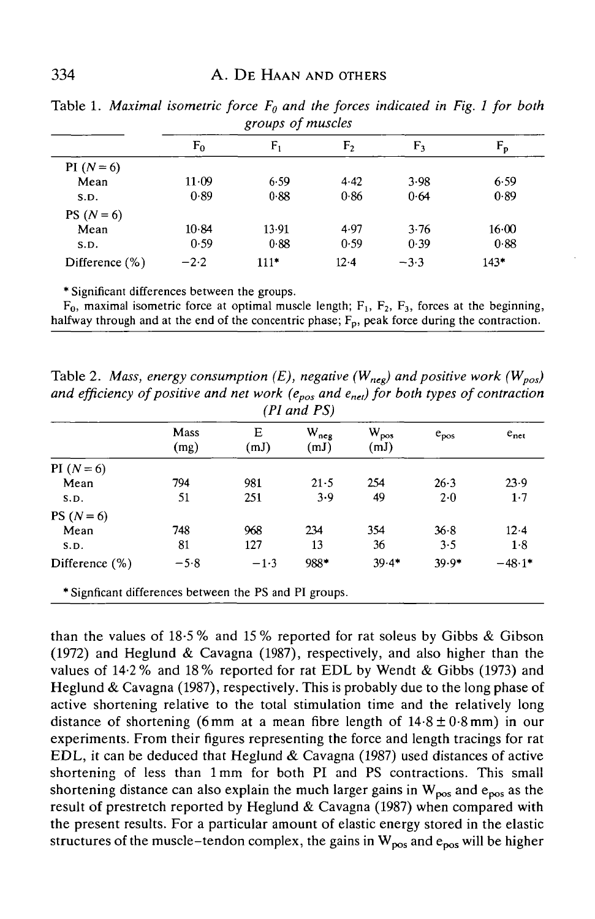Table 1. *Maximal isometric force $F_0$ and the forces indicated in Fig. 1 for both groups of muscles*

| | $F_0$ | $F_1$ | $F_2$ | $F_3$ | $F_p$ |
|---|---|---|---|---|---|
| PI ($N=6$) | | | | | |
| Mean | 11·09 | 6·59 | 4·42 | 3·98 | 6·59 |
| S.D. | 0·89 | 0·88 | 0·86 | 0·64 | 0·89 |
| PS ($N=6$) | | | | | |
| Mean | 10·84 | 13·91 | 4·97 | 3·76 | 16·00 |
| S.D. | 0·59 | 0·88 | 0·59 | 0·39 | 0·88 |
| Difference (%) | −2·2 | 111* | 12·4 | −3·3 | 143* |

* Significant differences between the groups.

$F_0$, maximal isometric force at optimal muscle length; $F_1$, $F_2$, $F_3$, forces at the beginning, halfway through and at the end of the concentric phase; $F_p$, peak force during the contraction.

Table 2. *Mass, energy consumption (E), negative ($W_{neg}$) and positive work ($W_{pos}$) and efficiency of positive and net work ($e_{pos}$ and $e_{net}$) for both types of contraction (PI and PS)*

| | Mass (mg) | E (mJ) | $W_{neg}$ (mJ) | $W_{pos}$ (mJ) | $e_{pos}$ | $e_{net}$ |
|---|---|---|---|---|---|---|
| PI ($N=6$) | | | | | | |
| Mean | 794 | 981 | 21·5 | 254 | 26·3 | 23·9 |
| S.D. | 51 | 251 | 3·9 | 49 | 2·0 | 1·7 |
| PS ($N=6$) | | | | | | |
| Mean | 748 | 968 | 234 | 354 | 36·8 | 12·4 |
| S.D. | 81 | 127 | 13 | 36 | 3·5 | 1·8 |
| Difference (%) | −5·8 | −1·3 | 988* | 39·4* | 39·9* | −48·1* |

* Signficant differences between the PS and PI groups.

than the values of 18·5 % and 15 % reported for rat soleus by Gibbs & Gibson (1972) and Heglund & Cavagna (1987), respectively, and also higher than the values of 14·2 % and 18 % reported for rat EDL by Wendt & Gibbs (1973) and Heglund & Cavagna (1987), respectively. This is probably due to the long phase of active shortening relative to the total stimulation time and the relatively long distance of shortening (6 mm at a mean fibre length of $14·8 \pm 0·8$ mm) in our experiments. From their figures representing the force and length tracings for rat EDL, it can be deduced that Heglund & Cavagna (1987) used distances of active shortening of less than 1 mm for both PI and PS contractions. This small shortening distance can also explain the much larger gains in $W_{pos}$ and $e_{pos}$ as the result of prestretch reported by Heglund & Cavagna (1987) when compared with the present results. For a particular amount of elastic energy stored in the elastic structures of the muscle–tendon complex, the gains in $W_{pos}$ and $e_{pos}$ will be higher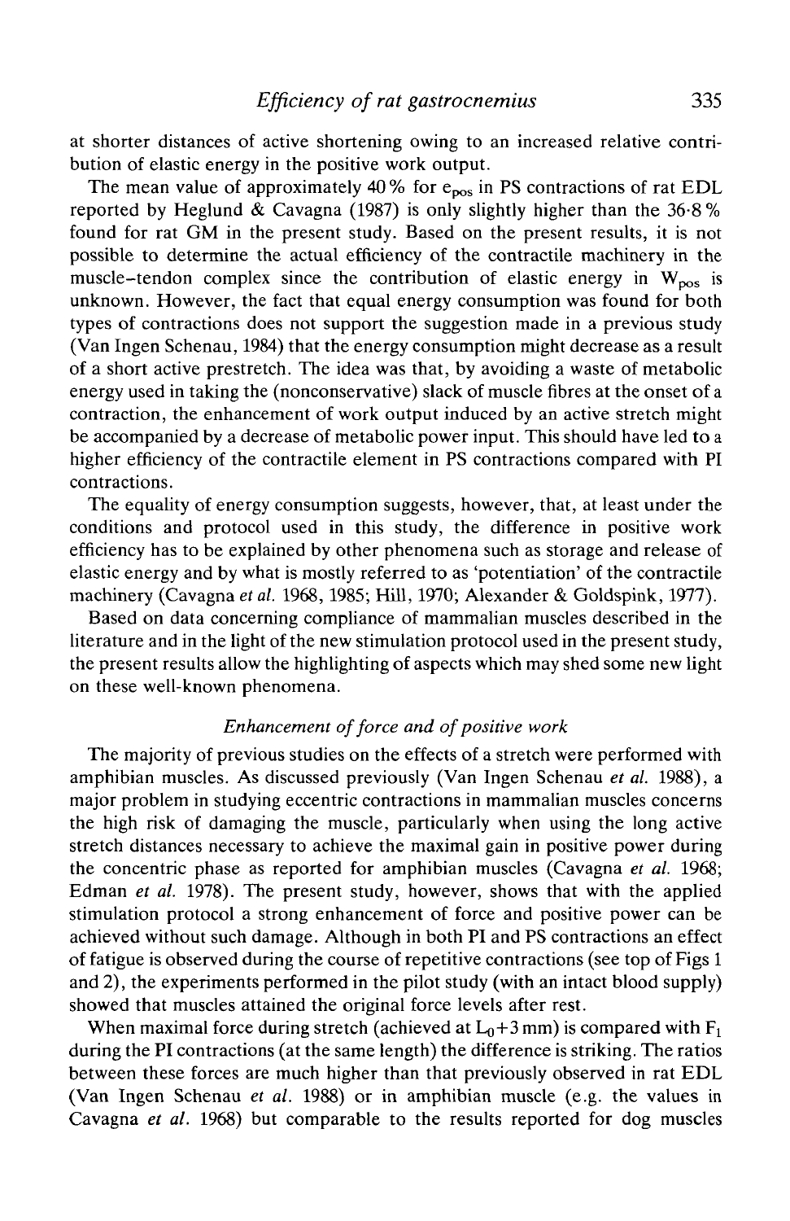at shorter distances of active shortening owing to an increased relative contribution of elastic energy in the positive work output.

The mean value of approximately 40 % for $e_{pos}$ in PS contractions of rat EDL reported by Heglund & Cavagna (1987) is only slightly higher than the 36·8 % found for rat GM in the present study. Based on the present results, it is not possible to determine the actual efficiency of the contractile machinery in the muscle–tendon complex since the contribution of elastic energy in $W_{pos}$ is unknown. However, the fact that equal energy consumption was found for both types of contractions does not support the suggestion made in a previous study (Van Ingen Schenau, 1984) that the energy consumption might decrease as a result of a short active prestretch. The idea was that, by avoiding a waste of metabolic energy used in taking the (nonconservative) slack of muscle fibres at the onset of a contraction, the enhancement of work output induced by an active stretch might be accompanied by a decrease of metabolic power input. This should have led to a higher efficiency of the contractile element in PS contractions compared with PI contractions.

The equality of energy consumption suggests, however, that, at least under the conditions and protocol used in this study, the difference in positive work efficiency has to be explained by other phenomena such as storage and release of elastic energy and by what is mostly referred to as 'potentiation' of the contractile machinery (Cavagna *et al.* 1968, 1985; Hill, 1970; Alexander & Goldspink, 1977).

Based on data concerning compliance of mammalian muscles described in the literature and in the light of the new stimulation protocol used in the present study, the present results allow the highlighting of aspects which may shed some new light on these well-known phenomena.

### *Enhancement of force and of positive work*

The majority of previous studies on the effects of a stretch were performed with amphibian muscles. As discussed previously (Van Ingen Schenau *et al.* 1988), a major problem in studying eccentric contractions in mammalian muscles concerns the high risk of damaging the muscle, particularly when using the long active stretch distances necessary to achieve the maximal gain in positive power during the concentric phase as reported for amphibian muscles (Cavagna *et al.* 1968; Edman *et al.* 1978). The present study, however, shows that with the applied stimulation protocol a strong enhancement of force and positive power can be achieved without such damage. Although in both PI and PS contractions an effect of fatigue is observed during the course of repetitive contractions (see top of Figs 1 and 2), the experiments performed in the pilot study (with an intact blood supply) showed that muscles attained the original force levels after rest.

When maximal force during stretch (achieved at $L_0+3$ mm) is compared with $F_1$ during the PI contractions (at the same length) the difference is striking. The ratios between these forces are much higher than that previously observed in rat EDL (Van Ingen Schenau *et al.* 1988) or in amphibian muscle (e.g. the values in Cavagna *et al.* 1968) but comparable to the results reported for dog muscles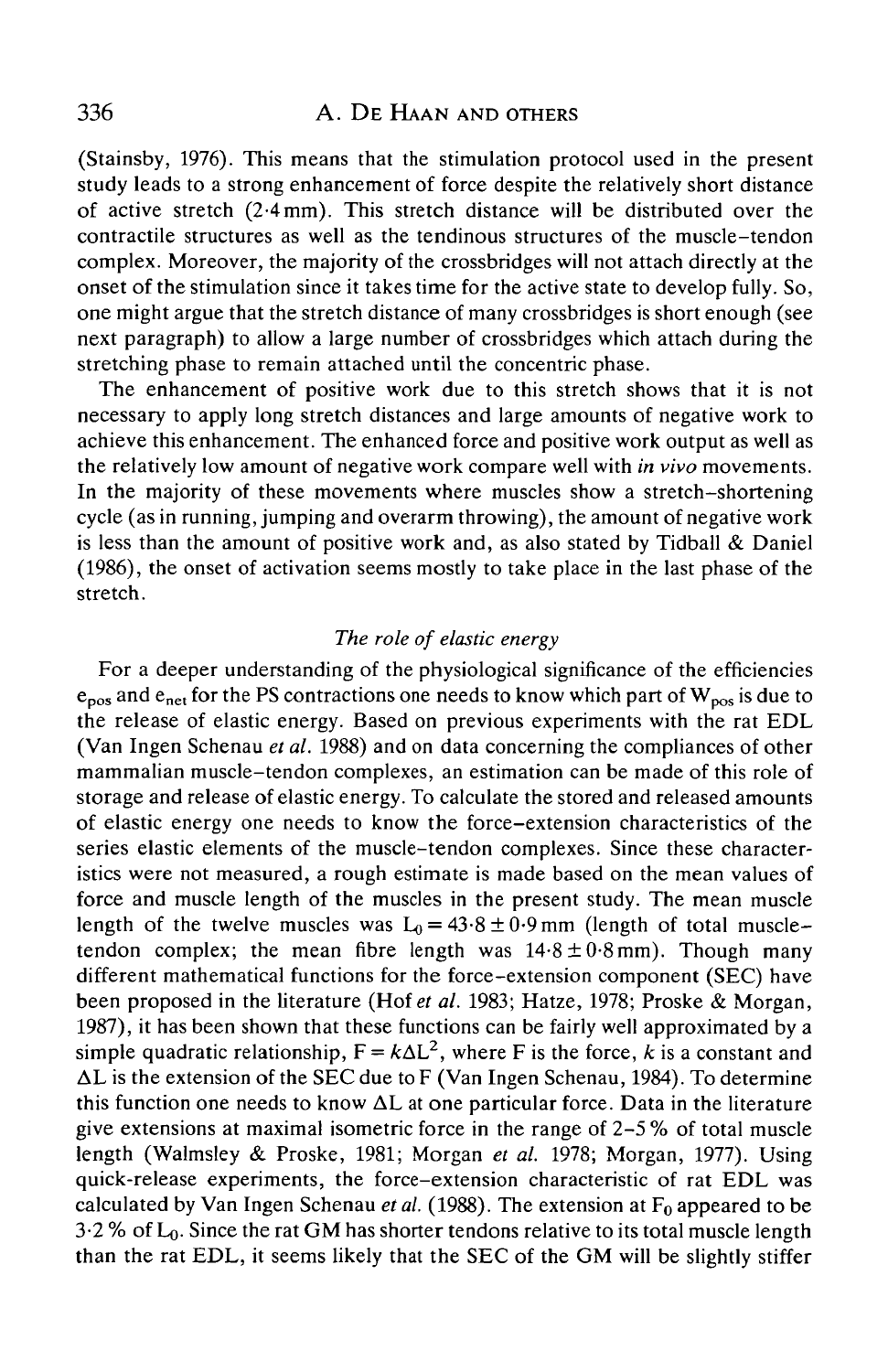(Stainsby, 1976). This means that the stimulation protocol used in the present study leads to a strong enhancement of force despite the relatively short distance of active stretch (2·4 mm). This stretch distance will be distributed over the contractile structures as well as the tendinous structures of the muscle–tendon complex. Moreover, the majority of the crossbridges will not attach directly at the onset of the stimulation since it takes time for the active state to develop fully. So, one might argue that the stretch distance of many crossbridges is short enough (see next paragraph) to allow a large number of crossbridges which attach during the stretching phase to remain attached until the concentric phase.

The enhancement of positive work due to this stretch shows that it is not necessary to apply long stretch distances and large amounts of negative work to achieve this enhancement. The enhanced force and positive work output as well as the relatively low amount of negative work compare well with *in vivo* movements. In the majority of these movements where muscles show a stretch–shortening cycle (as in running, jumping and overarm throwing), the amount of negative work is less than the amount of positive work and, as also stated by Tidball & Daniel (1986), the onset of activation seems mostly to take place in the last phase of the stretch.

### *The role of elastic energy*

For a deeper understanding of the physiological significance of the efficiencies $e_{pos}$ and $e_{net}$ for the PS contractions one needs to know which part of $W_{pos}$ is due to the release of elastic energy. Based on previous experiments with the rat EDL (Van Ingen Schenau *et al.* 1988) and on data concerning the compliances of other mammalian muscle–tendon complexes, an estimation can be made of this role of storage and release of elastic energy. To calculate the stored and released amounts of elastic energy one needs to know the force-extension characteristics of the series elastic elements of the muscle–tendon complexes. Since these characteristics were not measured, a rough estimate is made based on the mean values of force and muscle length of the muscles in the present study. The mean muscle length of the twelve muscles was $L_0 = 43{\cdot}8 \pm 0{\cdot}9$ mm (length of total muscle–tendon complex; the mean fibre length was $14{\cdot}8 \pm 0{\cdot}8$ mm). Though many different mathematical functions for the force-extension component (SEC) have been proposed in the literature (Hof *et al.* 1983; Hatze, 1978; Proske & Morgan, 1987), it has been shown that these functions can be fairly well approximated by a simple quadratic relationship, $F = k\Delta L^2$, where F is the force, $k$ is a constant and $\Delta L$ is the extension of the SEC due to F (Van Ingen Schenau, 1984). To determine this function one needs to know $\Delta L$ at one particular force. Data in the literature give extensions at maximal isometric force in the range of 2–5 % of total muscle length (Walmsley & Proske, 1981; Morgan *et al.* 1978; Morgan, 1977). Using quick-release experiments, the force-extension characteristic of rat EDL was calculated by Van Ingen Schenau *et al.* (1988). The extension at $F_0$ appeared to be 3·2 % of $L_0$. Since the rat GM has shorter tendons relative to its total muscle length than the rat EDL, it seems likely that the SEC of the GM will be slightly stiffer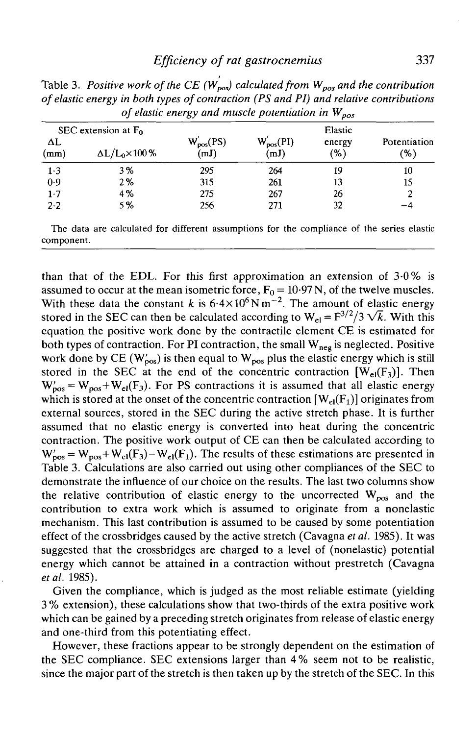Table 3. *Positive work of the CE ($W'_{pos}$) calculated from $W_{pos}$ and the contribution of elastic energy in both types of contraction (PS and PI) and relative contributions of elastic energy and muscle potentiation in $W_{pos}$*

| SEC extension at $F_0$ | | | | | |
|---|---|---|---|---|---|
| $\Delta L$ (mm) | $\Delta L/L_0 \times 100$ % | $W'_{pos}$(PS) (mJ) | $W'_{pos}$(PI) (mJ) | Elastic energy (%) | Potentiation (%) |
| 1·3 | 3% | 295 | 264 | 19 | 10 |
| 0·9 | 2% | 315 | 261 | 13 | 15 |
| 1·7 | 4% | 275 | 267 | 26 | 2 |
| 2·2 | 5% | 256 | 271 | 32 | −4 |

The data are calculated for different assumptions for the compliance of the series elastic component.

than that of the EDL. For this first approximation an extension of 3·0% is assumed to occur at the mean isometric force, $F_0 = 10{\cdot}97\,N$, of the twelve muscles. With these data the constant $k$ is $6{\cdot}4 \times 10^6\,N\,m^{-2}$. The amount of elastic energy stored in the SEC can then be calculated according to $W_{el} = F^{3/2}/3\sqrt{k}$. With this equation the positive work done by the contractile element CE is estimated for both types of contraction. For PI contraction, the small $W_{neg}$ is neglected. Positive work done by CE ($W'_{pos}$) is then equal to $W_{pos}$ plus the elastic energy which is still stored in the SEC at the end of the concentric contraction [$W_{el}(F_3)$]. Then $W'_{pos} = W_{pos} + W_{el}(F_3)$. For PS contractions it is assumed that all elastic energy which is stored at the onset of the concentric contraction [$W_{el}(F_1)$] originates from external sources, stored in the SEC during the active stretch phase. It is further assumed that no elastic energy is converted into heat during the concentric contraction. The positive work output of CE can then be calculated according to $W'_{pos} = W_{pos} + W_{el}(F_3) - W_{el}(F_1)$. The results of these estimations are presented in Table 3. Calculations are also carried out using other compliances of the SEC to demonstrate the influence of our choice on the results. The last two columns show the relative contribution of elastic energy to the uncorrected $W_{pos}$ and the contribution to extra work which is assumed to originate from a nonelastic mechanism. This last contribution is assumed to be caused by some potentiation effect of the crossbridges caused by the active stretch (Cavagna *et al.* 1985). It was suggested that the crossbridges are charged to a level of (nonelastic) potential energy which cannot be attained in a contraction without prestretch (Cavagna *et al.* 1985).

Given the compliance, which is judged as the most reliable estimate (yielding 3% extension), these calculations show that two-thirds of the extra positive work which can be gained by a preceding stretch originates from release of elastic energy and one-third from this potentiating effect.

However, these fractions appear to be strongly dependent on the estimation of the SEC compliance. SEC extensions larger than 4% seem not to be realistic, since the major part of the stretch is then taken up by the stretch of the SEC. In this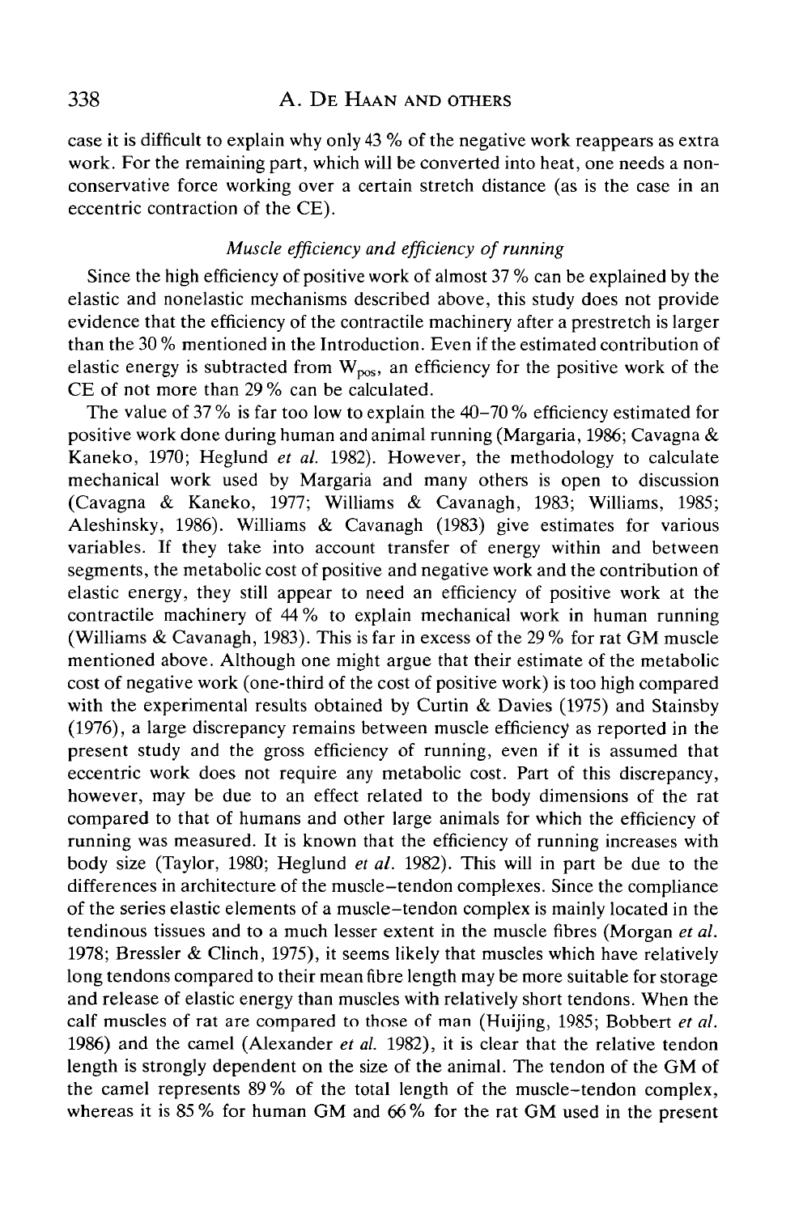case it is difficult to explain why only 43 % of the negative work reappears as extra work. For the remaining part, which will be converted into heat, one needs a nonconservative force working over a certain stretch distance (as is the case in an eccentric contraction of the CE).

### *Muscle efficiency and efficiency of running*

Since the high efficiency of positive work of almost 37 % can be explained by the elastic and nonelastic mechanisms described above, this study does not provide evidence that the efficiency of the contractile machinery after a prestretch is larger than the 30 % mentioned in the Introduction. Even if the estimated contribution of elastic energy is subtracted from $W_{pos}$, an efficiency for the positive work of the CE of not more than 29 % can be calculated.

The value of 37 % is far too low to explain the 40–70 % efficiency estimated for positive work done during human and animal running (Margaria, 1986; Cavagna & Kaneko, 1970; Heglund *et al.* 1982). However, the methodology to calculate mechanical work used by Margaria and many others is open to discussion (Cavagna & Kaneko, 1977; Williams & Cavanagh, 1983; Williams, 1985; Aleshinsky, 1986). Williams & Cavanagh (1983) give estimates for various variables. If they take into account transfer of energy within and between segments, the metabolic cost of positive and negative work and the contribution of elastic energy, they still appear to need an efficiency of positive work at the contractile machinery of 44 % to explain mechanical work in human running (Williams & Cavanagh, 1983). This is far in excess of the 29 % for rat GM muscle mentioned above. Although one might argue that their estimate of the metabolic cost of negative work (one-third of the cost of positive work) is too high compared with the experimental results obtained by Curtin & Davies (1975) and Stainsby (1976), a large discrepancy remains between muscle efficiency as reported in the present study and the gross efficiency of running, even if it is assumed that eccentric work does not require any metabolic cost. Part of this discrepancy, however, may be due to an effect related to the body dimensions of the rat compared to that of humans and other large animals for which the efficiency of running was measured. It is known that the efficiency of running increases with body size (Taylor, 1980; Heglund *et al.* 1982). This will in part be due to the differences in architecture of the muscle–tendon complexes. Since the compliance of the series elastic elements of a muscle–tendon complex is mainly located in the tendinous tissues and to a much lesser extent in the muscle fibres (Morgan *et al.* 1978; Bressler & Clinch, 1975), it seems likely that muscles which have relatively long tendons compared to their mean fibre length may be more suitable for storage and release of elastic energy than muscles with relatively short tendons. When the calf muscles of rat are compared to those of man (Huijing, 1985; Bobbert *et al.* 1986) and the camel (Alexander *et al.* 1982), it is clear that the relative tendon length is strongly dependent on the size of the animal. The tendon of the GM of the camel represents 89 % of the total length of the muscle–tendon complex, whereas it is 85 % for human GM and 66 % for the rat GM used in the present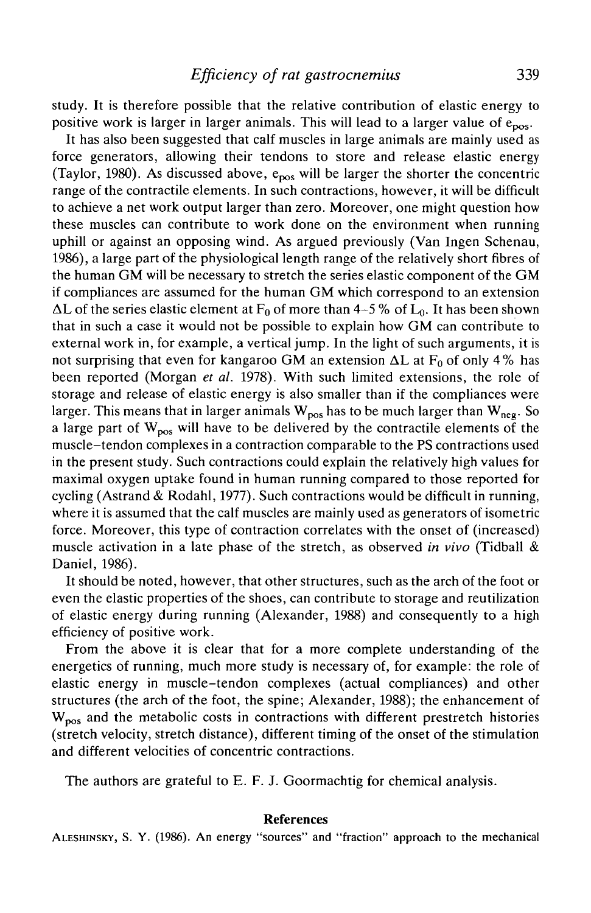study. It is therefore possible that the relative contribution of elastic energy to positive work is larger in larger animals. This will lead to a larger value of $e_{pos}$.

It has also been suggested that calf muscles in large animals are mainly used as force generators, allowing their tendons to store and release elastic energy (Taylor, 1980). As discussed above, $e_{pos}$ will be larger the shorter the concentric range of the contractile elements. In such contractions, however, it will be difficult to achieve a net work output larger than zero. Moreover, one might question how these muscles can contribute to work done on the environment when running uphill or against an opposing wind. As argued previously (Van Ingen Schenau, 1986), a large part of the physiological length range of the relatively short fibres of the human GM will be necessary to stretch the series elastic component of the GM if compliances are assumed for the human GM which correspond to an extension $\Delta L$ of the series elastic element at $F_0$ of more than 4–5 % of $L_0$. It has been shown that in such a case it would not be possible to explain how GM can contribute to external work in, for example, a vertical jump. In the light of such arguments, it is not surprising that even for kangaroo GM an extension $\Delta L$ at $F_0$ of only 4 % has been reported (Morgan *et al.* 1978). With such limited extensions, the role of storage and release of elastic energy is also smaller than if the compliances were larger. This means that in larger animals $W_{pos}$ has to be much larger than $W_{neg}$. So a large part of $W_{pos}$ will have to be delivered by the contractile elements of the muscle–tendon complexes in a contraction comparable to the PS contractions used in the present study. Such contractions could explain the relatively high values for maximal oxygen uptake found in human running compared to those reported for cycling (Astrand & Rodahl, 1977). Such contractions would be difficult in running, where it is assumed that the calf muscles are mainly used as generators of isometric force. Moreover, this type of contraction correlates with the onset of (increased) muscle activation in a late phase of the stretch, as observed *in vivo* (Tidball & Daniel, 1986).

It should be noted, however, that other structures, such as the arch of the foot or even the elastic properties of the shoes, can contribute to storage and reutilization of elastic energy during running (Alexander, 1988) and consequently to a high efficiency of positive work.

From the above it is clear that for a more complete understanding of the energetics of running, much more study is necessary of, for example: the role of elastic energy in muscle–tendon complexes (actual compliances) and other structures (the arch of the foot, the spine; Alexander, 1988); the enhancement of $W_{pos}$ and the metabolic costs in contractions with different prestretch histories (stretch velocity, stretch distance), different timing of the onset of the stimulation and different velocities of concentric contractions.

The authors are grateful to E. F. J. Goormachtig for chemical analysis.

## References

ALESHINSKY, S. Y. (1986). An energy "sources" and "fraction" approach to the mechanical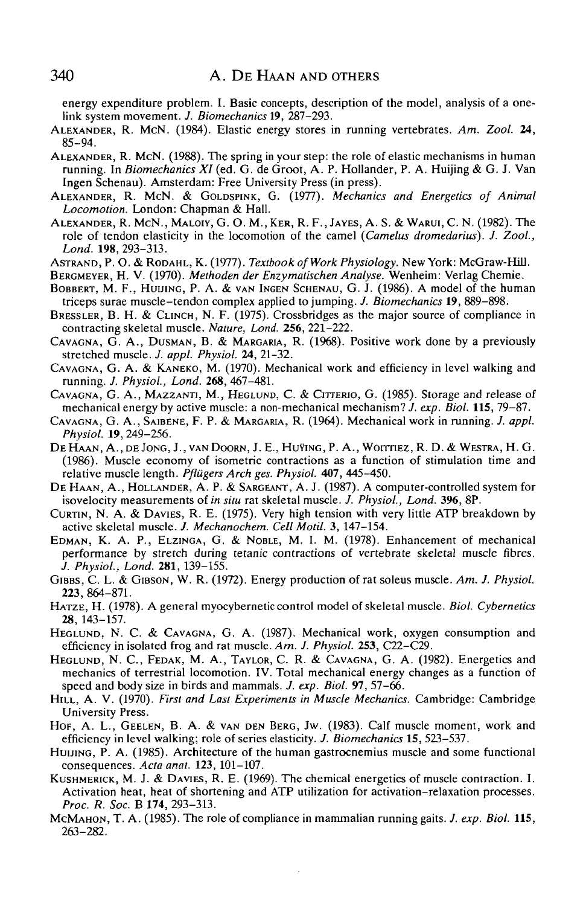energy expenditure problem. I. Basic concepts, description of the model, analysis of a one-link system movement. *J. Biomechanics* **19**, 287–293.

ALEXANDER, R. McN. (1984). Elastic energy stores in running vertebrates. *Am. Zool.* **24**, 85–94.

ALEXANDER, R. McN. (1988). The spring in your step: the role of elastic mechanisms in human running. In *Biomechanics XI* (ed. G. de Groot, A. P. Hollander, P. A. Huijing & G. J. Van Ingen Schenau). Amsterdam: Free University Press (in press).

ALEXANDER, R. McN. & GOLDSPINK, G. (1977). *Mechanics and Energetics of Animal Locomotion.* London: Chapman & Hall.

ALEXANDER, R. McN., MALOIY, G. O. M., KER, R. F., JAYES, A. S. & WARUI, C. N. (1982). The role of tendon elasticity in the locomotion of the camel (*Camelus dromedarius*). *J. Zool., Lond.* **198**, 293–313.

ASTRAND, P. O. & RODAHL, K. (1977). *Textbook of Work Physiology.* New York: McGraw-Hill.

BERGMEYER, H. V. (1970). *Methoden der Enzymatischen Analyse.* Wenheim: Verlag Chemie.

BOBBERT, M. F., HUIJING, P. A. & VAN INGEN SCHENAU, G. J. (1986). A model of the human triceps surae muscle–tendon complex applied to jumping. *J. Biomechanics* **19**, 889–898.

BRESSLER, B. H. & CLINCH, N. F. (1975). Crossbridges as the major source of compliance in contracting skeletal muscle. *Nature, Lond.* **256**, 221–222.

CAVAGNA, G. A., DUSMAN, B. & MARGARIA, R. (1968). Positive work done by a previously stretched muscle. *J. appl. Physiol.* **24**, 21–32.

CAVAGNA, G. A. & KANEKO, M. (1970). Mechanical work and efficiency in level walking and running. *J. Physiol., Lond.* **268**, 467–481.

CAVAGNA, G. A., MAZZANTI, M., HEGLUND, C. & CITTERIO, G. (1985). Storage and release of mechanical energy by active muscle: a non-mechanical mechanism? *J. exp. Biol.* **115**, 79–87.

CAVAGNA, G. A., SAIBENE, F. P. & MARGARIA, R. (1964). Mechanical work in running. *J. appl. Physiol.* **19**, 249–256.

DE HAAN, A., DE JONG, J., VAN DOORN, J. E., HUYING, P. A., WOITTIEZ, R. D. & WESTRA, H. G. (1986). Muscle economy of isometric contractions as a function of stimulation time and relative muscle length. *Pflügers Arch ges. Physiol.* **407**, 445–450.

DE HAAN, A., HOLLANDER, A. P. & SARGEANT, A. J. (1987). A computer-controlled system for isovelocity measurements of *in situ* rat skeletal muscle. *J. Physiol., Lond.* **396**, 8P.

CURTIN, N. A. & DAVIES, R. E. (1975). Very high tension with very little ATP breakdown by active skeletal muscle. *J. Mechanochem. Cell Motil.* **3**, 147–154.

EDMAN, K. A. P., ELZINGA, G. & NOBLE, M. I. M. (1978). Enhancement of mechanical performance by stretch during tetanic contractions of vertebrate skeletal muscle fibres. *J. Physiol., Lond.* **281**, 139–155.

GIBBS, C. L. & GIBSON, W. R. (1972). Energy production of rat soleus muscle. *Am. J. Physiol.* **223**, 864–871.

HATZE, H. (1978). A general myocybernetic control model of skeletal muscle. *Biol. Cybernetics* **28**, 143–157.

HEGLUND, N. C. & CAVAGNA, G. A. (1987). Mechanical work, oxygen consumption and efficiency in isolated frog and rat muscle. *Am. J. Physiol.* **253**, C22–C29.

HEGLUND, N. C., FEDAK, M. A., TAYLOR, C. R. & CAVAGNA, G. A. (1982). Energetics and mechanics of terrestrial locomotion. IV. Total mechanical energy changes as a function of speed and body size in birds and mammals. *J. exp. Biol.* **97**, 57–66.

HILL, A. V. (1970). *First and Last Experiments in Muscle Mechanics.* Cambridge: Cambridge University Press.

HOF, A. L., GEELEN, B. A. & VAN DEN BERG, JW. (1983). Calf muscle moment, work and efficiency in level walking; role of series elasticity. *J. Biomechanics* **15**, 523–537.

HUIJING, P. A. (1985). Architecture of the human gastrocnemius muscle and some functional consequences. *Acta anat.* **123**, 101–107.

KUSHMERICK, M. J. & DAVIES, R. E. (1969). The chemical energetics of muscle contraction. I. Activation heat, heat of shortening and ATP utilization for activation–relaxation processes. *Proc. R. Soc.* B **174**, 293–313.

MCMAHON, T. A. (1985). The role of compliance in mammalian running gaits. *J. exp. Biol.* **115**, 263–282.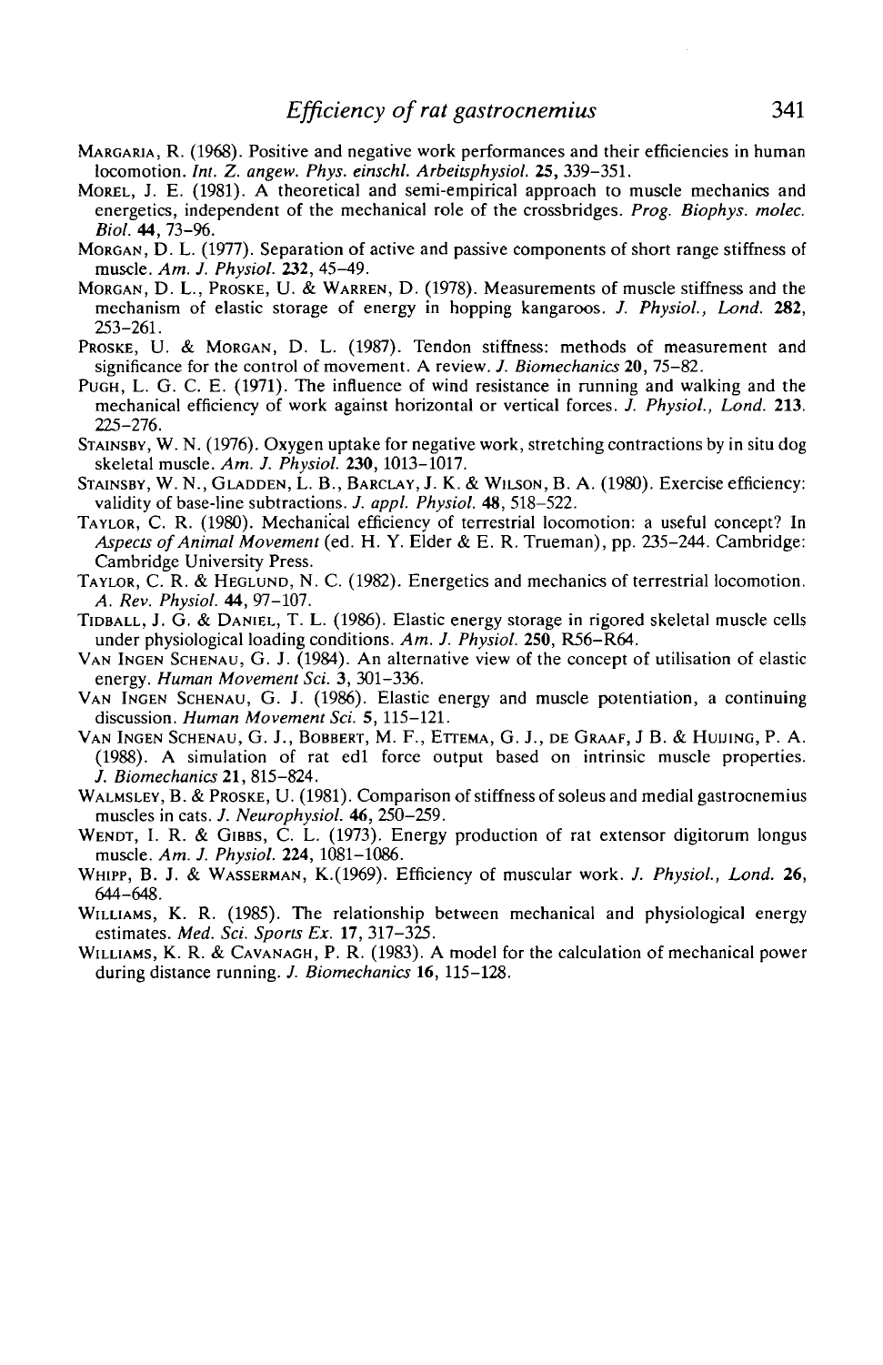MARGARIA, R. (1968). Positive and negative work performances and their efficiencies in human locomotion. *Int. Z. angew. Phys. einschl. Arbeitsphysiol.* **25**, 339–351.

MOREL, J. E. (1981). A theoretical and semi-empirical approach to muscle mechanics and energetics, independent of the mechanical role of the crossbridges. *Prog. Biophys. molec. Biol.* **44**, 73–96.

MORGAN, D. L. (1977). Separation of active and passive components of short range stiffness of muscle. *Am. J. Physiol.* **232**, 45–49.

MORGAN, D. L., PROSKE, U. & WARREN, D. (1978). Measurements of muscle stiffness and the mechanism of elastic storage of energy in hopping kangaroos. *J. Physiol., Lond.* **282**, 253–261.

PROSKE, U. & MORGAN, D. L. (1987). Tendon stiffness: methods of measurement and significance for the control of movement. A review. *J. Biomechanics* **20**, 75–82.

PUGH, L. G. C. E. (1971). The influence of wind resistance in running and walking and the mechanical efficiency of work against horizontal or vertical forces. *J. Physiol., Lond.* **213**. 225–276.

STAINSBY, W. N. (1976). Oxygen uptake for negative work, stretching contractions by in situ dog skeletal muscle. *Am. J. Physiol.* **230**, 1013–1017.

STAINSBY, W. N., GLADDEN, L. B., BARCLAY, J. K. & WILSON, B. A. (1980). Exercise efficiency: validity of base-line subtractions. *J. appl. Physiol.* **48**, 518–522.

TAYLOR, C. R. (1980). Mechanical efficiency of terrestrial locomotion: a useful concept? In *Aspects of Animal Movement* (ed. H. Y. Elder & E. R. Trueman), pp. 235–244. Cambridge: Cambridge University Press.

TAYLOR, C. R. & HEGLUND, N. C. (1982). Energetics and mechanics of terrestrial locomotion. *A. Rev. Physiol.* **44**, 97–107.

TIDBALL, J. G. & DANIEL, T. L. (1986). Elastic energy storage in rigored skeletal muscle cells under physiological loading conditions. *Am. J. Physiol.* **250**, R56–R64.

VAN INGEN SCHENAU, G. J. (1984). An alternative view of the concept of utilisation of elastic energy. *Human Movement Sci.* **3**, 301–336.

VAN INGEN SCHENAU, G. J. (1986). Elastic energy and muscle potentiation, a continuing discussion. *Human Movement Sci.* **5**, 115–121.

VAN INGEN SCHENAU, G. J., BOBBERT, M. F., ETTEMA, G. J., DE GRAAF, J B. & HUIJING, P. A. (1988). A simulation of rat edl force output based on intrinsic muscle properties. *J. Biomechanics* **21**, 815–824.

WALMSLEY, B. & PROSKE, U. (1981). Comparison of stiffness of soleus and medial gastrocnemius muscles in cats. *J. Neurophysiol.* **46**, 250–259.

WENDT, I. R. & GIBBS, C. L. (1973). Energy production of rat extensor digitorum longus muscle. *Am. J. Physiol.* **224**, 1081–1086.

WHIPP, B. J. & WASSERMAN, K.(1969). Efficiency of muscular work. *J. Physiol., Lond.* **26**, 644–648.

WILLIAMS, K. R. (1985). The relationship between mechanical and physiological energy estimates. *Med. Sci. Sports Ex.* **17**, 317–325.

WILLIAMS, K. R. & CAVANAGH, P. R. (1983). A model for the calculation of mechanical power during distance running. *J. Biomechanics* **16**, 115–128.